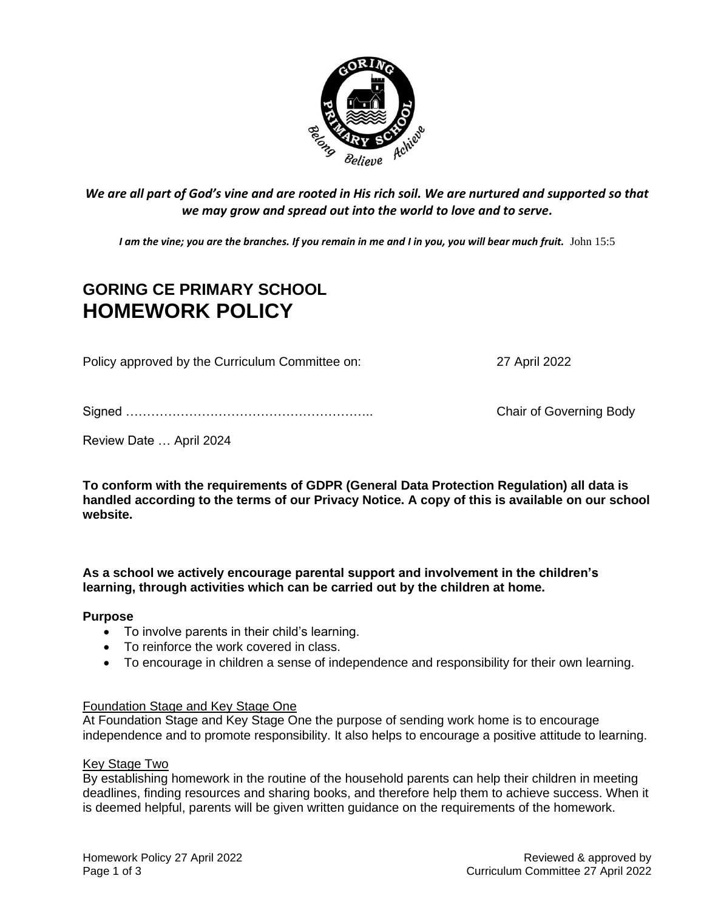*We are all part of God's vine and are rooted in His rich soil. We are nurtured and supported so that we may grow and spread out into the world to love and to serve.*

***I am the vine; you are the branches. If you remain in me and I in you, you will bear much fruit.*** John 15:5

# GORING CE PRIMARY SCHOOL
# HOMEWORK POLICY

Policy approved by the Curriculum Committee on: 27 April 2022

Signed ………………………………………………….. Chair of Governing Body

Review Date … April 2024

**To conform with the requirements of GDPR (General Data Protection Regulation) all data is handled according to the terms of our Privacy Notice. A copy of this is available on our school website.**

**As a school we actively encourage parental support and involvement in the children's learning, through activities which can be carried out by the children at home.**

**Purpose**

- To involve parents in their child's learning.
- To reinforce the work covered in class.
- To encourage in children a sense of independence and responsibility for their own learning.

<u>Foundation Stage and Key Stage One</u>

At Foundation Stage and Key Stage One the purpose of sending work home is to encourage independence and to promote responsibility. It also helps to encourage a positive attitude to learning.

<u>Key Stage Two</u>

By establishing homework in the routine of the household parents can help their children in meeting deadlines, finding resources and sharing books, and therefore help them to achieve success. When it is deemed helpful, parents will be given written guidance on the requirements of the homework.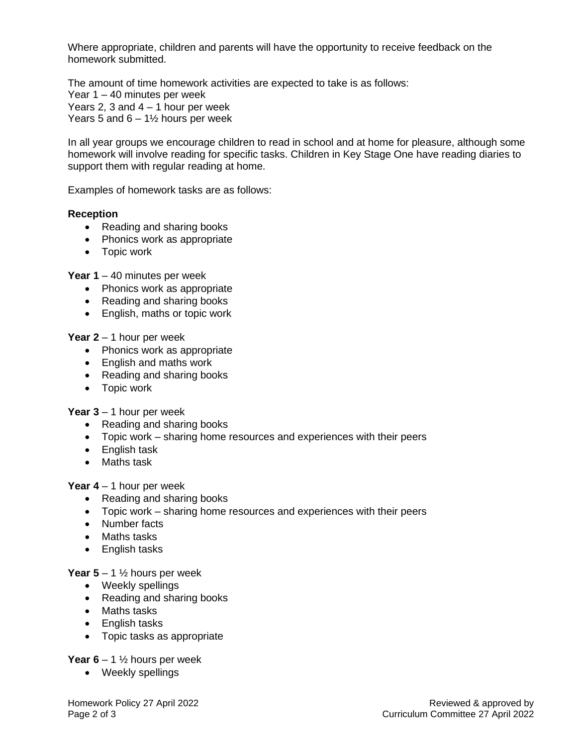Where appropriate, children and parents will have the opportunity to receive feedback on the homework submitted.

The amount of time homework activities are expected to take is as follows:
Year 1 – 40 minutes per week
Years 2, 3 and 4 – 1 hour per week
Years 5 and 6 – 1½ hours per week

In all year groups we encourage children to read in school and at home for pleasure, although some homework will involve reading for specific tasks. Children in Key Stage One have reading diaries to support them with regular reading at home.

Examples of homework tasks are as follows:

**Reception**
- Reading and sharing books
- Phonics work as appropriate
- Topic work

**Year 1** – 40 minutes per week
- Phonics work as appropriate
- Reading and sharing books
- English, maths or topic work

**Year 2** – 1 hour per week
- Phonics work as appropriate
- English and maths work
- Reading and sharing books
- Topic work

**Year 3** – 1 hour per week
- Reading and sharing books
- Topic work – sharing home resources and experiences with their peers
- English task
- Maths task

**Year 4** – 1 hour per week
- Reading and sharing books
- Topic work – sharing home resources and experiences with their peers
- Number facts
- Maths tasks
- English tasks

**Year 5** – 1 ½ hours per week
- Weekly spellings
- Reading and sharing books
- Maths tasks
- English tasks
- Topic tasks as appropriate

**Year 6** – 1 ½ hours per week
- Weekly spellings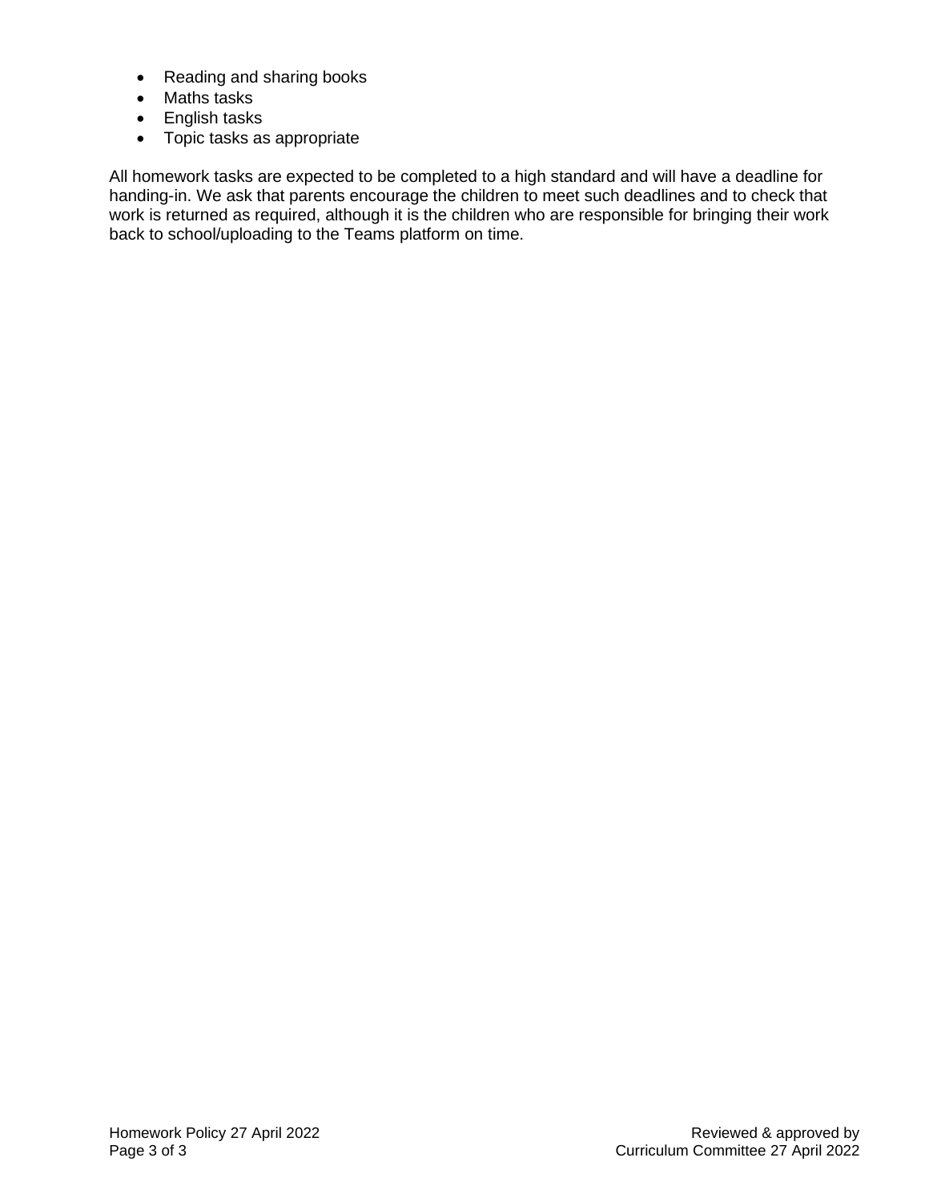- Reading and sharing books
- Maths tasks
- English tasks
- Topic tasks as appropriate

All homework tasks are expected to be completed to a high standard and will have a deadline for handing-in. We ask that parents encourage the children to meet such deadlines and to check that work is returned as required, although it is the children who are responsible for bringing their work back to school/uploading to the Teams platform on time.